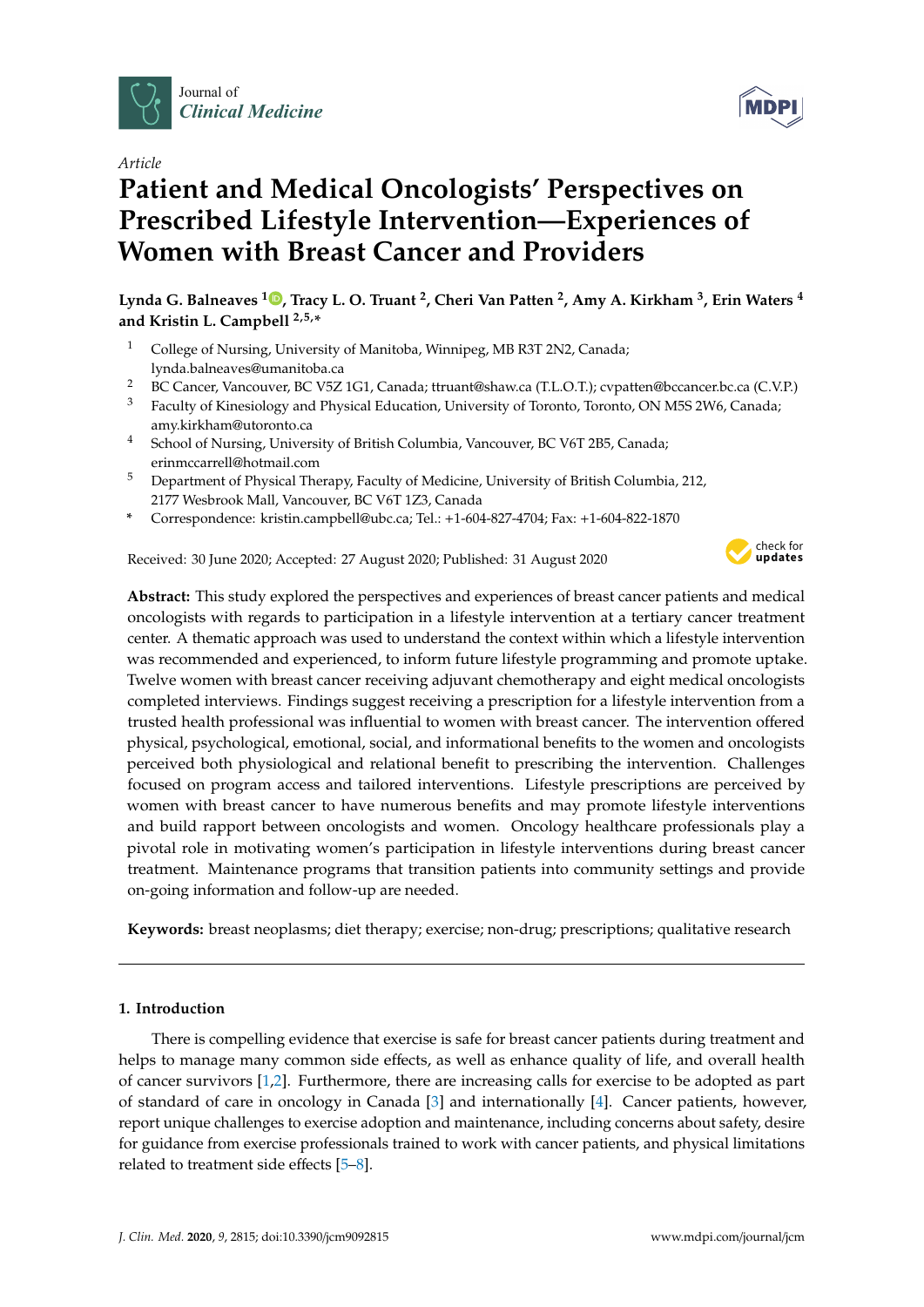*Article*

# Patient and Medical Oncologists' Perspectives on Prescribed Lifestyle Intervention—Experiences of Women with Breast Cancer and Providers

**Lynda G. Balneaves [1], Tracy L. O. Truant [2], Cheri Van Patten [2], Amy A. Kirkham [3], Erin Waters [4] and Kristin L. Campbell [2,5,*]**

[1] College of Nursing, University of Manitoba, Winnipeg, MB R3T 2N2, Canada; lynda.balneaves@umanitoba.ca

[2] BC Cancer, Vancouver, BC V5Z 1G1, Canada; ttruant@shaw.ca (T.L.O.T.); cvpatten@bccancer.bc.ca (C.V.P.)

[3] Faculty of Kinesiology and Physical Education, University of Toronto, Toronto, ON M5S 2W6, Canada; amy.kirkham@utoronto.ca

[4] School of Nursing, University of British Columbia, Vancouver, BC V6T 2B5, Canada; erinmccarrell@hotmail.com

[5] Department of Physical Therapy, Faculty of Medicine, University of British Columbia, 212, 2177 Wesbrook Mall, Vancouver, BC V6T 1Z3, Canada

\* Correspondence: kristin.campbell@ubc.ca; Tel.: +1-604-827-4704; Fax: +1-604-822-1870

Received: 30 June 2020; Accepted: 27 August 2020; Published: 31 August 2020

**Abstract:** This study explored the perspectives and experiences of breast cancer patients and medical oncologists with regards to participation in a lifestyle intervention at a tertiary cancer treatment center. A thematic approach was used to understand the context within which a lifestyle intervention was recommended and experienced, to inform future lifestyle programming and promote uptake. Twelve women with breast cancer receiving adjuvant chemotherapy and eight medical oncologists completed interviews. Findings suggest receiving a prescription for a lifestyle intervention from a trusted health professional was influential to women with breast cancer. The intervention offered physical, psychological, emotional, social, and informational benefits to the women and oncologists perceived both physiological and relational benefit to prescribing the intervention. Challenges focused on program access and tailored interventions. Lifestyle prescriptions are perceived by women with breast cancer to have numerous benefits and may promote lifestyle interventions and build rapport between oncologists and women. Oncology healthcare professionals play a pivotal role in motivating women's participation in lifestyle interventions during breast cancer treatment. Maintenance programs that transition patients into community settings and provide on-going information and follow-up are needed.

**Keywords:** breast neoplasms; diet therapy; exercise; non-drug; prescriptions; qualitative research

## 1. Introduction

There is compelling evidence that exercise is safe for breast cancer patients during treatment and helps to manage many common side effects, as well as enhance quality of life, and overall health of cancer survivors [1,2]. Furthermore, there are increasing calls for exercise to be adopted as part of standard of care in oncology in Canada [3] and internationally [4]. Cancer patients, however, report unique challenges to exercise adoption and maintenance, including concerns about safety, desire for guidance from exercise professionals trained to work with cancer patients, and physical limitations related to treatment side effects [5–8].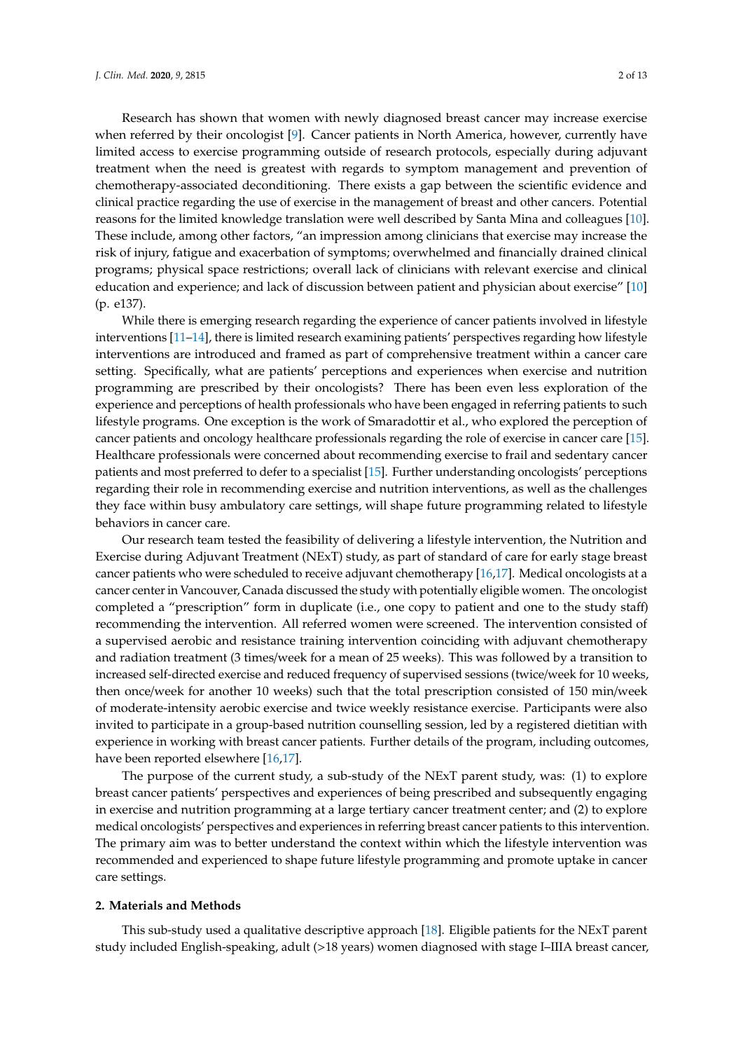Research has shown that women with newly diagnosed breast cancer may increase exercise when referred by their oncologist [9]. Cancer patients in North America, however, currently have limited access to exercise programming outside of research protocols, especially during adjuvant treatment when the need is greatest with regards to symptom management and prevention of chemotherapy-associated deconditioning. There exists a gap between the scientific evidence and clinical practice regarding the use of exercise in the management of breast and other cancers. Potential reasons for the limited knowledge translation were well described by Santa Mina and colleagues [10]. These include, among other factors, "an impression among clinicians that exercise may increase the risk of injury, fatigue and exacerbation of symptoms; overwhelmed and financially drained clinical programs; physical space restrictions; overall lack of clinicians with relevant exercise and clinical education and experience; and lack of discussion between patient and physician about exercise" [10] (p. e137).

While there is emerging research regarding the experience of cancer patients involved in lifestyle interventions [11–14], there is limited research examining patients' perspectives regarding how lifestyle interventions are introduced and framed as part of comprehensive treatment within a cancer care setting. Specifically, what are patients' perceptions and experiences when exercise and nutrition programming are prescribed by their oncologists? There has been even less exploration of the experience and perceptions of health professionals who have been engaged in referring patients to such lifestyle programs. One exception is the work of Smaradottir et al., who explored the perception of cancer patients and oncology healthcare professionals regarding the role of exercise in cancer care [15]. Healthcare professionals were concerned about recommending exercise to frail and sedentary cancer patients and most preferred to defer to a specialist [15]. Further understanding oncologists' perceptions regarding their role in recommending exercise and nutrition interventions, as well as the challenges they face within busy ambulatory care settings, will shape future programming related to lifestyle behaviors in cancer care.

Our research team tested the feasibility of delivering a lifestyle intervention, the Nutrition and Exercise during Adjuvant Treatment (NExT) study, as part of standard of care for early stage breast cancer patients who were scheduled to receive adjuvant chemotherapy [16,17]. Medical oncologists at a cancer center in Vancouver, Canada discussed the study with potentially eligible women. The oncologist completed a "prescription" form in duplicate (i.e., one copy to patient and one to the study staff) recommending the intervention. All referred women were screened. The intervention consisted of a supervised aerobic and resistance training intervention coinciding with adjuvant chemotherapy and radiation treatment (3 times/week for a mean of 25 weeks). This was followed by a transition to increased self-directed exercise and reduced frequency of supervised sessions (twice/week for 10 weeks, then once/week for another 10 weeks) such that the total prescription consisted of 150 min/week of moderate-intensity aerobic exercise and twice weekly resistance exercise. Participants were also invited to participate in a group-based nutrition counselling session, led by a registered dietitian with experience in working with breast cancer patients. Further details of the program, including outcomes, have been reported elsewhere [16,17].

The purpose of the current study, a sub-study of the NExT parent study, was: (1) to explore breast cancer patients' perspectives and experiences of being prescribed and subsequently engaging in exercise and nutrition programming at a large tertiary cancer treatment center; and (2) to explore medical oncologists' perspectives and experiences in referring breast cancer patients to this intervention. The primary aim was to better understand the context within which the lifestyle intervention was recommended and experienced to shape future lifestyle programming and promote uptake in cancer care settings.

## 2. Materials and Methods

This sub-study used a qualitative descriptive approach [18]. Eligible patients for the NExT parent study included English-speaking, adult (>18 years) women diagnosed with stage I–IIIA breast cancer,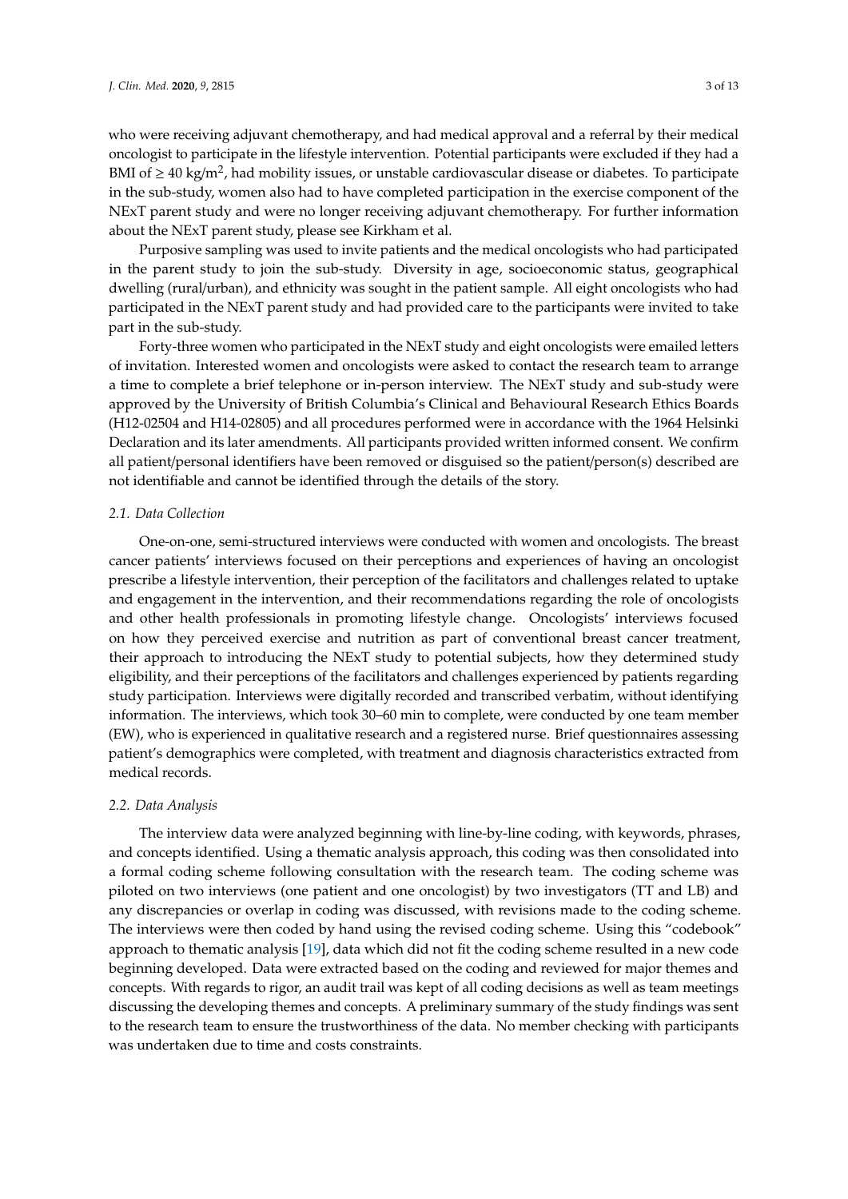who were receiving adjuvant chemotherapy, and had medical approval and a referral by their medical oncologist to participate in the lifestyle intervention. Potential participants were excluded if they had a BMI of $\geq$ 40 kg/m$^2$, had mobility issues, or unstable cardiovascular disease or diabetes. To participate in the sub-study, women also had to have completed participation in the exercise component of the NExT parent study and were no longer receiving adjuvant chemotherapy. For further information about the NExT parent study, please see Kirkham et al.

Purposive sampling was used to invite patients and the medical oncologists who had participated in the parent study to join the sub-study. Diversity in age, socioeconomic status, geographical dwelling (rural/urban), and ethnicity was sought in the patient sample. All eight oncologists who had participated in the NExT parent study and had provided care to the participants were invited to take part in the sub-study.

Forty-three women who participated in the NExT study and eight oncologists were emailed letters of invitation. Interested women and oncologists were asked to contact the research team to arrange a time to complete a brief telephone or in-person interview. The NExT study and sub-study were approved by the University of British Columbia's Clinical and Behavioural Research Ethics Boards (H12-02504 and H14-02805) and all procedures performed were in accordance with the 1964 Helsinki Declaration and its later amendments. All participants provided written informed consent. We confirm all patient/personal identifiers have been removed or disguised so the patient/person(s) described are not identifiable and cannot be identified through the details of the story.

### 2.1. Data Collection

One-on-one, semi-structured interviews were conducted with women and oncologists. The breast cancer patients' interviews focused on their perceptions and experiences of having an oncologist prescribe a lifestyle intervention, their perception of the facilitators and challenges related to uptake and engagement in the intervention, and their recommendations regarding the role of oncologists and other health professionals in promoting lifestyle change. Oncologists' interviews focused on how they perceived exercise and nutrition as part of conventional breast cancer treatment, their approach to introducing the NExT study to potential subjects, how they determined study eligibility, and their perceptions of the facilitators and challenges experienced by patients regarding study participation. Interviews were digitally recorded and transcribed verbatim, without identifying information. The interviews, which took 30–60 min to complete, were conducted by one team member (EW), who is experienced in qualitative research and a registered nurse. Brief questionnaires assessing patient's demographics were completed, with treatment and diagnosis characteristics extracted from medical records.

### 2.2. Data Analysis

The interview data were analyzed beginning with line-by-line coding, with keywords, phrases, and concepts identified. Using a thematic analysis approach, this coding was then consolidated into a formal coding scheme following consultation with the research team. The coding scheme was piloted on two interviews (one patient and one oncologist) by two investigators (TT and LB) and any discrepancies or overlap in coding was discussed, with revisions made to the coding scheme. The interviews were then coded by hand using the revised coding scheme. Using this "codebook" approach to thematic analysis [19], data which did not fit the coding scheme resulted in a new code beginning developed. Data were extracted based on the coding and reviewed for major themes and concepts. With regards to rigor, an audit trail was kept of all coding decisions as well as team meetings discussing the developing themes and concepts. A preliminary summary of the study findings was sent to the research team to ensure the trustworthiness of the data. No member checking with participants was undertaken due to time and costs constraints.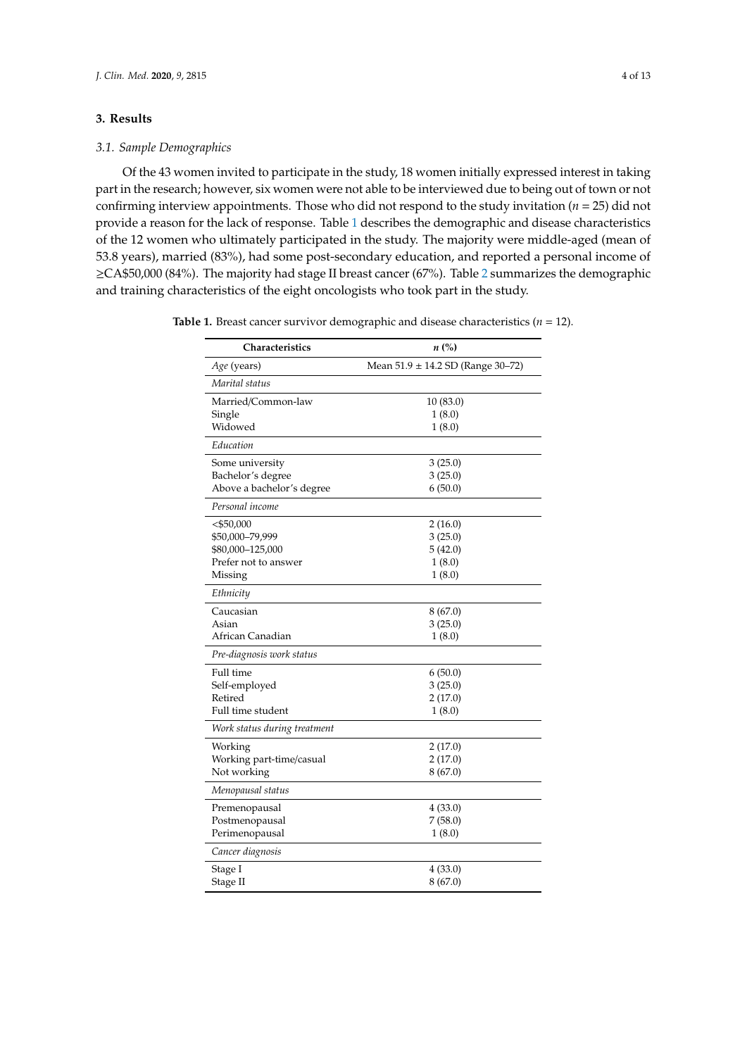## 3. Results

### 3.1. Sample Demographics

Of the 43 women invited to participate in the study, 18 women initially expressed interest in taking part in the research; however, six women were not able to be interviewed due to being out of town or not confirming interview appointments. Those who did not respond to the study invitation ($n$ = 25) did not provide a reason for the lack of response. Table 1 describes the demographic and disease characteristics of the 12 women who ultimately participated in the study. The majority were middle-aged (mean of 53.8 years), married (83%), had some post-secondary education, and reported a personal income of ≥CA$50,000 (84%). The majority had stage II breast cancer (67%). Table 2 summarizes the demographic and training characteristics of the eight oncologists who took part in the study.

**Table 1.** Breast cancer survivor demographic and disease characteristics ($n$ = 12).

| Characteristics | $n$ (%) |
|---|---|
| *Age* (years) | Mean 51.9 ± 14.2 SD (Range 30–72) |
| *Marital status* | |
| Married/Common-law | 10 (83.0) |
| Single | 1 (8.0) |
| Widowed | 1 (8.0) |
| *Education* | |
| Some university | 3 (25.0) |
| Bachelor's degree | 3 (25.0) |
| Above a bachelor's degree | 6 (50.0) |
| *Personal income* | |
| <$50,000 | 2 (16.0) |
| $50,000–79,999 | 3 (25.0) |
| $80,000–125,000 | 5 (42.0) |
| Prefer not to answer | 1 (8.0) |
| Missing | 1 (8.0) |
| *Ethnicity* | |
| Caucasian | 8 (67.0) |
| Asian | 3 (25.0) |
| African Canadian | 1 (8.0) |
| *Pre-diagnosis work status* | |
| Full time | 6 (50.0) |
| Self-employed | 3 (25.0) |
| Retired | 2 (17.0) |
| Full time student | 1 (8.0) |
| *Work status during treatment* | |
| Working | 2 (17.0) |
| Working part-time/casual | 2 (17.0) |
| Not working | 8 (67.0) |
| *Menopausal status* | |
| Premenopausal | 4 (33.0) |
| Postmenopausal | 7 (58.0) |
| Perimenopausal | 1 (8.0) |
| *Cancer diagnosis* | |
| Stage I | 4 (33.0) |
| Stage II | 8 (67.0) |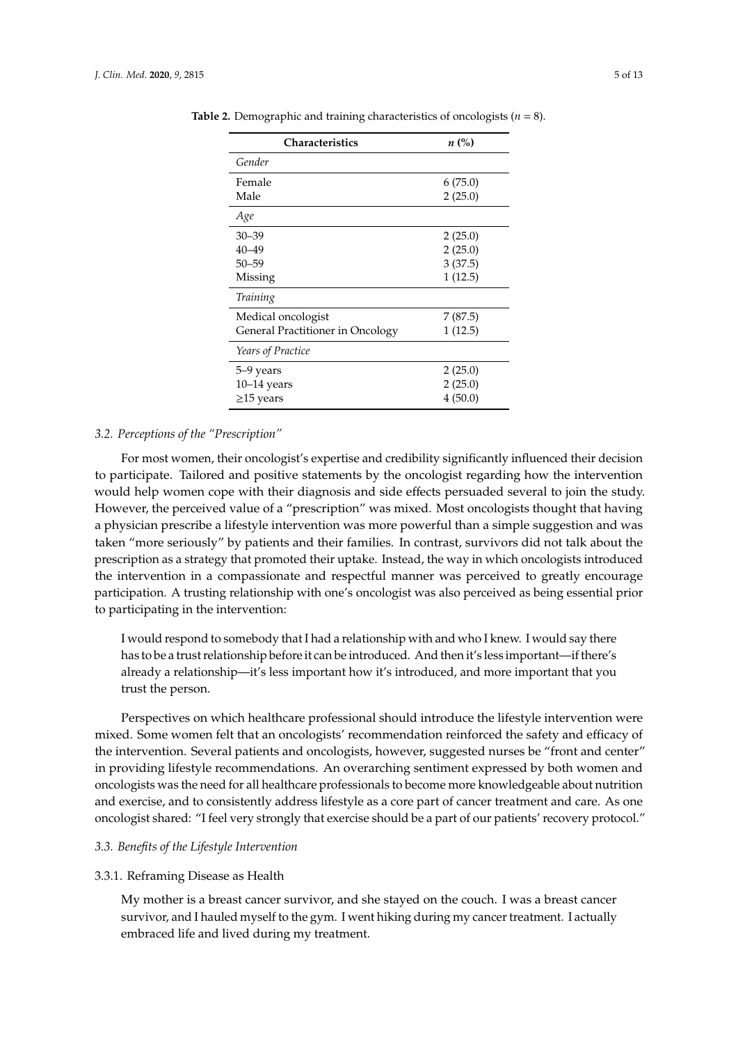**Table 2.** Demographic and training characteristics of oncologists ($n$ = 8).

| Characteristics | $n$ (%) |
|---|---|
| *Gender* | |
| Female | 6 (75.0) |
| Male | 2 (25.0) |
| *Age* | |
| 30–39 | 2 (25.0) |
| 40–49 | 2 (25.0) |
| 50–59 | 3 (37.5) |
| Missing | 1 (12.5) |
| *Training* | |
| Medical oncologist | 7 (87.5) |
| General Practitioner in Oncology | 1 (12.5) |
| *Years of Practice* | |
| 5–9 years | 2 (25.0) |
| 10–14 years | 2 (25.0) |
| ≥15 years | 4 (50.0) |

### *3.2. Perceptions of the "Prescription"*

For most women, their oncologist's expertise and credibility significantly influenced their decision to participate. Tailored and positive statements by the oncologist regarding how the intervention would help women cope with their diagnosis and side effects persuaded several to join the study. However, the perceived value of a "prescription" was mixed. Most oncologists thought that having a physician prescribe a lifestyle intervention was more powerful than a simple suggestion and was taken "more seriously" by patients and their families. In contrast, survivors did not talk about the prescription as a strategy that promoted their uptake. Instead, the way in which oncologists introduced the intervention in a compassionate and respectful manner was perceived to greatly encourage participation. A trusting relationship with one's oncologist was also perceived as being essential prior to participating in the intervention:

> I would respond to somebody that I had a relationship with and who I knew. I would say there has to be a trust relationship before it can be introduced. And then it's less important—if there's already a relationship—it's less important how it's introduced, and more important that you trust the person.

Perspectives on which healthcare professional should introduce the lifestyle intervention were mixed. Some women felt that an oncologists' recommendation reinforced the safety and efficacy of the intervention. Several patients and oncologists, however, suggested nurses be "front and center" in providing lifestyle recommendations. An overarching sentiment expressed by both women and oncologists was the need for all healthcare professionals to become more knowledgeable about nutrition and exercise, and to consistently address lifestyle as a core part of cancer treatment and care. As one oncologist shared: "I feel very strongly that exercise should be a part of our patients' recovery protocol."

### *3.3. Benefits of the Lifestyle Intervention*

#### 3.3.1. Reframing Disease as Health

> My mother is a breast cancer survivor, and she stayed on the couch. I was a breast cancer survivor, and I hauled myself to the gym. I went hiking during my cancer treatment. I actually embraced life and lived during my treatment.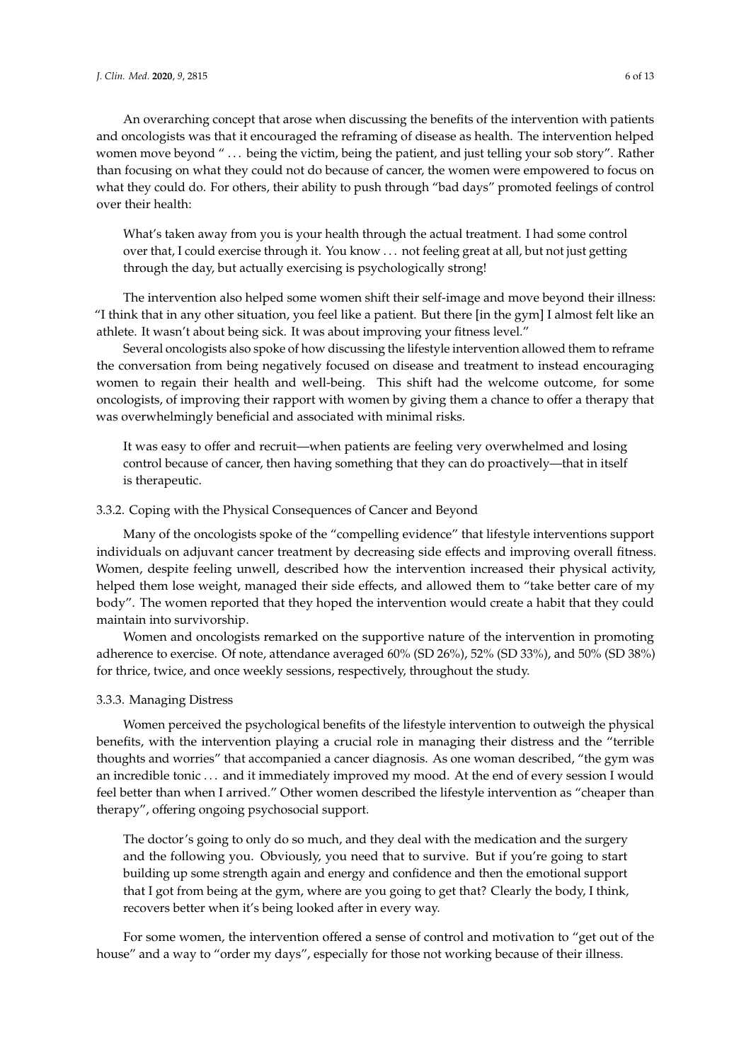An overarching concept that arose when discussing the benefits of the intervention with patients and oncologists was that it encouraged the reframing of disease as health. The intervention helped women move beyond " ... being the victim, being the patient, and just telling your sob story". Rather than focusing on what they could not do because of cancer, the women were empowered to focus on what they could do. For others, their ability to push through "bad days" promoted feelings of control over their health:

> What's taken away from you is your health through the actual treatment. I had some control over that, I could exercise through it. You know ... not feeling great at all, but not just getting through the day, but actually exercising is psychologically strong!

The intervention also helped some women shift their self-image and move beyond their illness: "I think that in any other situation, you feel like a patient. But there [in the gym] I almost felt like an athlete. It wasn't about being sick. It was about improving your fitness level."

Several oncologists also spoke of how discussing the lifestyle intervention allowed them to reframe the conversation from being negatively focused on disease and treatment to instead encouraging women to regain their health and well-being. This shift had the welcome outcome, for some oncologists, of improving their rapport with women by giving them a chance to offer a therapy that was overwhelmingly beneficial and associated with minimal risks.

> It was easy to offer and recruit—when patients are feeling very overwhelmed and losing control because of cancer, then having something that they can do proactively—that in itself is therapeutic.

#### 3.3.2. Coping with the Physical Consequences of Cancer and Beyond

Many of the oncologists spoke of the "compelling evidence" that lifestyle interventions support individuals on adjuvant cancer treatment by decreasing side effects and improving overall fitness. Women, despite feeling unwell, described how the intervention increased their physical activity, helped them lose weight, managed their side effects, and allowed them to "take better care of my body". The women reported that they hoped the intervention would create a habit that they could maintain into survivorship.

Women and oncologists remarked on the supportive nature of the intervention in promoting adherence to exercise. Of note, attendance averaged 60% (SD 26%), 52% (SD 33%), and 50% (SD 38%) for thrice, twice, and once weekly sessions, respectively, throughout the study.

#### 3.3.3. Managing Distress

Women perceived the psychological benefits of the lifestyle intervention to outweigh the physical benefits, with the intervention playing a crucial role in managing their distress and the "terrible thoughts and worries" that accompanied a cancer diagnosis. As one woman described, "the gym was an incredible tonic ... and it immediately improved my mood. At the end of every session I would feel better than when I arrived." Other women described the lifestyle intervention as "cheaper than therapy", offering ongoing psychosocial support.

> The doctor's going to only do so much, and they deal with the medication and the surgery and the following you. Obviously, you need that to survive. But if you're going to start building up some strength again and energy and confidence and then the emotional support that I got from being at the gym, where are you going to get that? Clearly the body, I think, recovers better when it's being looked after in every way.

For some women, the intervention offered a sense of control and motivation to "get out of the house" and a way to "order my days", especially for those not working because of their illness.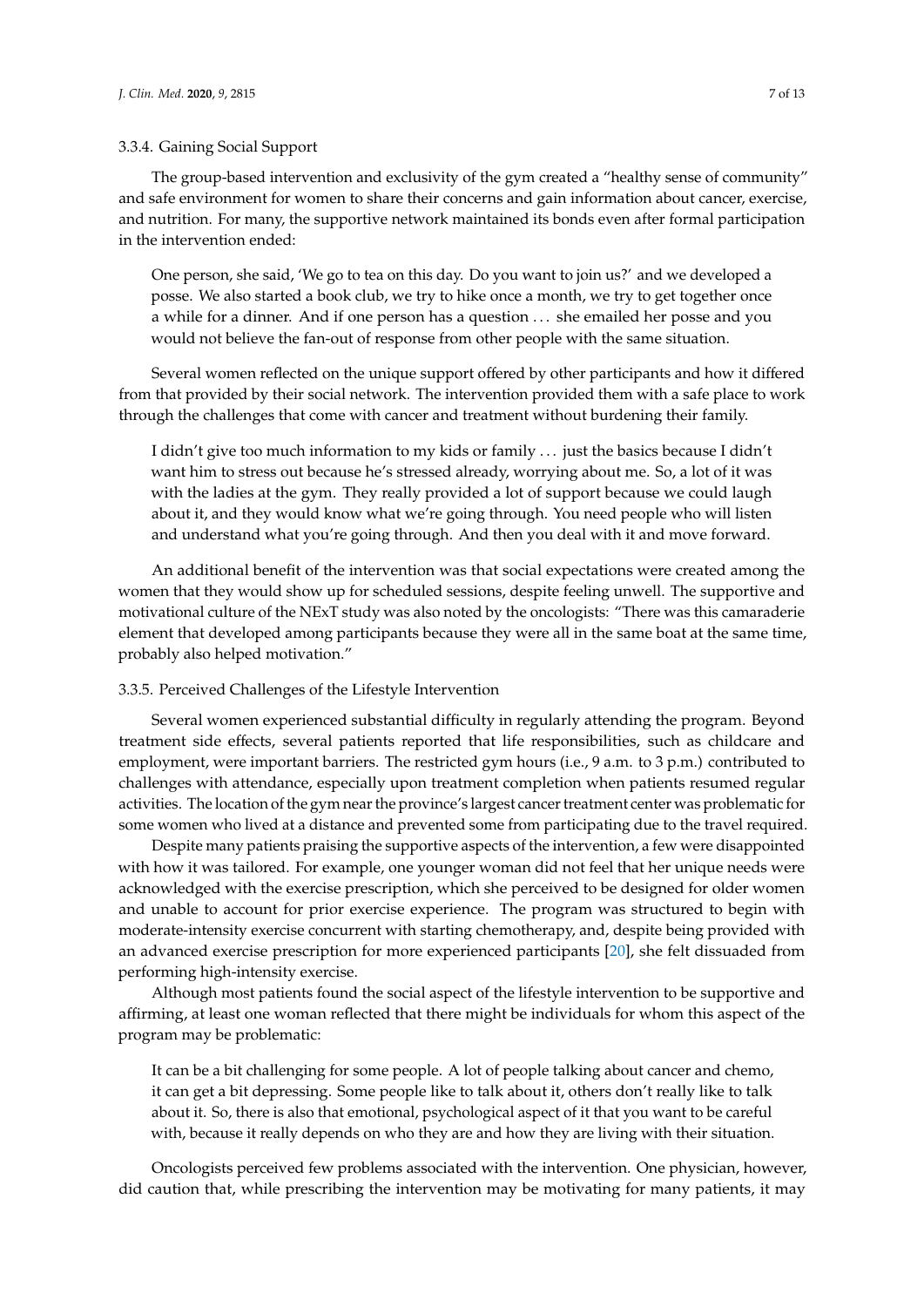#### 3.3.4. Gaining Social Support

The group-based intervention and exclusivity of the gym created a "healthy sense of community" and safe environment for women to share their concerns and gain information about cancer, exercise, and nutrition. For many, the supportive network maintained its bonds even after formal participation in the intervention ended:

> One person, she said, 'We go to tea on this day. Do you want to join us?' and we developed a posse. We also started a book club, we try to hike once a month, we try to get together once a while for a dinner. And if one person has a question . . . she emailed her posse and you would not believe the fan-out of response from other people with the same situation.

Several women reflected on the unique support offered by other participants and how it differed from that provided by their social network. The intervention provided them with a safe place to work through the challenges that come with cancer and treatment without burdening their family.

> I didn't give too much information to my kids or family . . . just the basics because I didn't want him to stress out because he's stressed already, worrying about me. So, a lot of it was with the ladies at the gym. They really provided a lot of support because we could laugh about it, and they would know what we're going through. You need people who will listen and understand what you're going through. And then you deal with it and move forward.

An additional benefit of the intervention was that social expectations were created among the women that they would show up for scheduled sessions, despite feeling unwell. The supportive and motivational culture of the NExT study was also noted by the oncologists: "There was this camaraderie element that developed among participants because they were all in the same boat at the same time, probably also helped motivation."

#### 3.3.5. Perceived Challenges of the Lifestyle Intervention

Several women experienced substantial difficulty in regularly attending the program. Beyond treatment side effects, several patients reported that life responsibilities, such as childcare and employment, were important barriers. The restricted gym hours (i.e., 9 a.m. to 3 p.m.) contributed to challenges with attendance, especially upon treatment completion when patients resumed regular activities. The location of the gym near the province's largest cancer treatment center was problematic for some women who lived at a distance and prevented some from participating due to the travel required.

Despite many patients praising the supportive aspects of the intervention, a few were disappointed with how it was tailored. For example, one younger woman did not feel that her unique needs were acknowledged with the exercise prescription, which she perceived to be designed for older women and unable to account for prior exercise experience. The program was structured to begin with moderate-intensity exercise concurrent with starting chemotherapy, and, despite being provided with an advanced exercise prescription for more experienced participants [20], she felt dissuaded from performing high-intensity exercise.

Although most patients found the social aspect of the lifestyle intervention to be supportive and affirming, at least one woman reflected that there might be individuals for whom this aspect of the program may be problematic:

> It can be a bit challenging for some people. A lot of people talking about cancer and chemo, it can get a bit depressing. Some people like to talk about it, others don't really like to talk about it. So, there is also that emotional, psychological aspect of it that you want to be careful with, because it really depends on who they are and how they are living with their situation.

Oncologists perceived few problems associated with the intervention. One physician, however, did caution that, while prescribing the intervention may be motivating for many patients, it may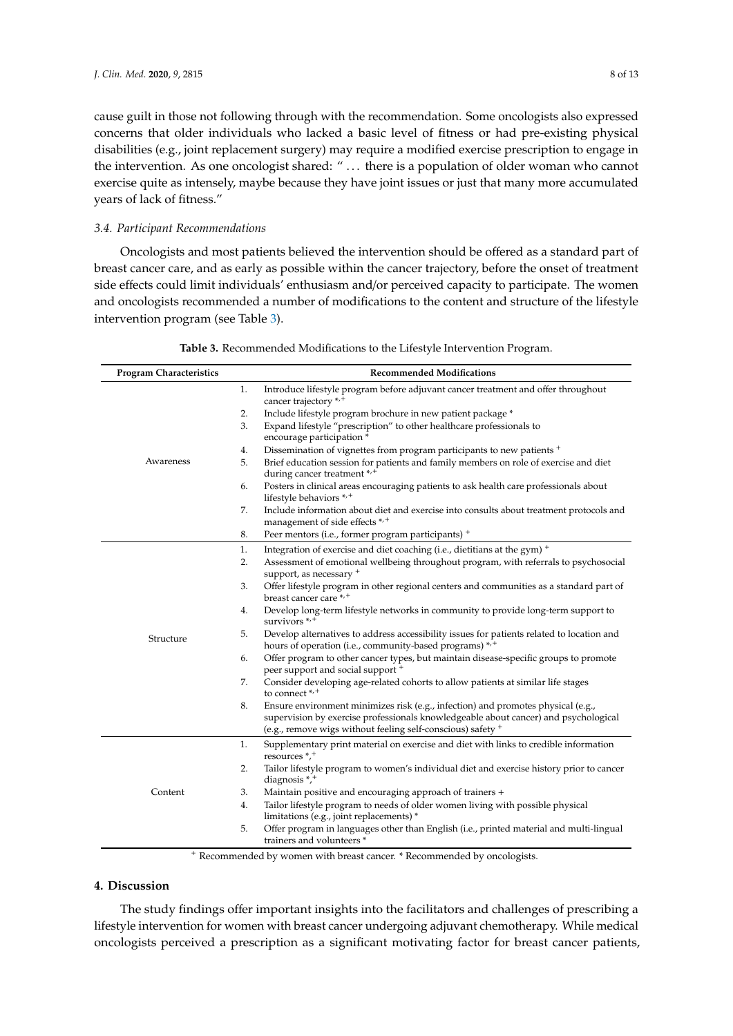cause guilt in those not following through with the recommendation. Some oncologists also expressed concerns that older individuals who lacked a basic level of fitness or had pre-existing physical disabilities (e.g., joint replacement surgery) may require a modified exercise prescription to engage in the intervention. As one oncologist shared: " … there is a population of older woman who cannot exercise quite as intensely, maybe because they have joint issues or just that many more accumulated years of lack of fitness."

### *3.4. Participant Recommendations*

Oncologists and most patients believed the intervention should be offered as a standard part of breast cancer care, and as early as possible within the cancer trajectory, before the onset of treatment side effects could limit individuals' enthusiasm and/or perceived capacity to participate. The women and oncologists recommended a number of modifications to the content and structure of the lifestyle intervention program (see Table 3).

**Table 3.** Recommended Modifications to the Lifestyle Intervention Program.

| Program Characteristics | Recommended Modifications |
|---|---|
| Awareness | 1. Introduce lifestyle program before adjuvant cancer treatment and offer throughout cancer trajectory *,+ |
| | 2. Include lifestyle program brochure in new patient package * |
| | 3. Expand lifestyle "prescription" to other healthcare professionals to encourage participation * |
| | 4. Dissemination of vignettes from program participants to new patients + |
| | 5. Brief education session for patients and family members on role of exercise and diet during cancer treatment *,+ |
| | 6. Posters in clinical areas encouraging patients to ask health care professionals about lifestyle behaviors *,+ |
| | 7. Include information about diet and exercise into consults about treatment protocols and management of side effects *,+ |
| | 8. Peer mentors (i.e., former program participants) + |
| Structure | 1. Integration of exercise and diet coaching (i.e., dietitians at the gym) + |
| | 2. Assessment of emotional wellbeing throughout program, with referrals to psychosocial support, as necessary + |
| | 3. Offer lifestyle program in other regional centers and communities as a standard part of breast cancer care *,+ |
| | 4. Develop long-term lifestyle networks in community to provide long-term support to survivors *,+ |
| | 5. Develop alternatives to address accessibility issues for patients related to location and hours of operation (i.e., community-based programs) *,+ |
| | 6. Offer program to other cancer types, but maintain disease-specific groups to promote peer support and social support + |
| | 7. Consider developing age-related cohorts to allow patients at similar life stages to connect *,+ |
| | 8. Ensure environment minimizes risk (e.g., infection) and promotes physical (e.g., supervision by exercise professionals knowledgeable about cancer) and psychological (e.g., remove wigs without feeling self-conscious) safety + |
| Content | 1. Supplementary print material on exercise and diet with links to credible information resources *,+ |
| | 2. Tailor lifestyle program to women's individual diet and exercise history prior to cancer diagnosis *,+ |
| | 3. Maintain positive and encouraging approach of trainers + |
| | 4. Tailor lifestyle program to needs of older women living with possible physical limitations (e.g., joint replacements) * |
| | 5. Offer program in languages other than English (i.e., printed material and multi-lingual trainers and volunteers * |

+ Recommended by women with breast cancer. * Recommended by oncologists.

## 4. Discussion

The study findings offer important insights into the facilitators and challenges of prescribing a lifestyle intervention for women with breast cancer undergoing adjuvant chemotherapy. While medical oncologists perceived a prescription as a significant motivating factor for breast cancer patients,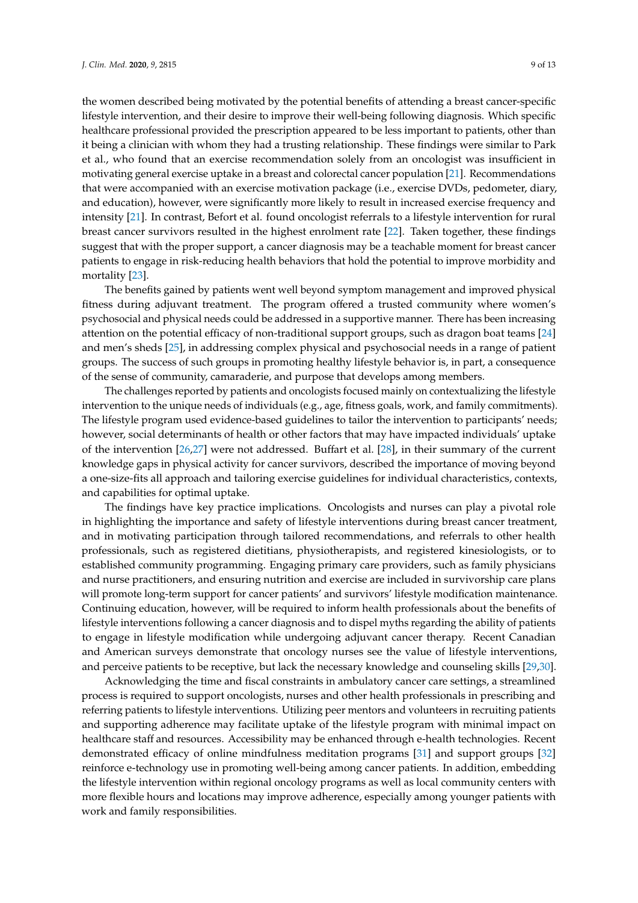the women described being motivated by the potential benefits of attending a breast cancer-specific lifestyle intervention, and their desire to improve their well-being following diagnosis. Which specific healthcare professional provided the prescription appeared to be less important to patients, other than it being a clinician with whom they had a trusting relationship. These findings were similar to Park et al., who found that an exercise recommendation solely from an oncologist was insufficient in motivating general exercise uptake in a breast and colorectal cancer population [21]. Recommendations that were accompanied with an exercise motivation package (i.e., exercise DVDs, pedometer, diary, and education), however, were significantly more likely to result in increased exercise frequency and intensity [21]. In contrast, Befort et al. found oncologist referrals to a lifestyle intervention for rural breast cancer survivors resulted in the highest enrolment rate [22]. Taken together, these findings suggest that with the proper support, a cancer diagnosis may be a teachable moment for breast cancer patients to engage in risk-reducing health behaviors that hold the potential to improve morbidity and mortality [23].

The benefits gained by patients went well beyond symptom management and improved physical fitness during adjuvant treatment. The program offered a trusted community where women's psychosocial and physical needs could be addressed in a supportive manner. There has been increasing attention on the potential efficacy of non-traditional support groups, such as dragon boat teams [24] and men's sheds [25], in addressing complex physical and psychosocial needs in a range of patient groups. The success of such groups in promoting healthy lifestyle behavior is, in part, a consequence of the sense of community, camaraderie, and purpose that develops among members.

The challenges reported by patients and oncologists focused mainly on contextualizing the lifestyle intervention to the unique needs of individuals (e.g., age, fitness goals, work, and family commitments). The lifestyle program used evidence-based guidelines to tailor the intervention to participants' needs; however, social determinants of health or other factors that may have impacted individuals' uptake of the intervention [26,27] were not addressed. Buffart et al. [28], in their summary of the current knowledge gaps in physical activity for cancer survivors, described the importance of moving beyond a one-size-fits all approach and tailoring exercise guidelines for individual characteristics, contexts, and capabilities for optimal uptake.

The findings have key practice implications. Oncologists and nurses can play a pivotal role in highlighting the importance and safety of lifestyle interventions during breast cancer treatment, and in motivating participation through tailored recommendations, and referrals to other health professionals, such as registered dietitians, physiotherapists, and registered kinesiologists, or to established community programming. Engaging primary care providers, such as family physicians and nurse practitioners, and ensuring nutrition and exercise are included in survivorship care plans will promote long-term support for cancer patients' and survivors' lifestyle modification maintenance. Continuing education, however, will be required to inform health professionals about the benefits of lifestyle interventions following a cancer diagnosis and to dispel myths regarding the ability of patients to engage in lifestyle modification while undergoing adjuvant cancer therapy. Recent Canadian and American surveys demonstrate that oncology nurses see the value of lifestyle interventions, and perceive patients to be receptive, but lack the necessary knowledge and counseling skills [29,30].

Acknowledging the time and fiscal constraints in ambulatory cancer care settings, a streamlined process is required to support oncologists, nurses and other health professionals in prescribing and referring patients to lifestyle interventions. Utilizing peer mentors and volunteers in recruiting patients and supporting adherence may facilitate uptake of the lifestyle program with minimal impact on healthcare staff and resources. Accessibility may be enhanced through e-health technologies. Recent demonstrated efficacy of online mindfulness meditation programs [31] and support groups [32] reinforce e-technology use in promoting well-being among cancer patients. In addition, embedding the lifestyle intervention within regional oncology programs as well as local community centers with more flexible hours and locations may improve adherence, especially among younger patients with work and family responsibilities.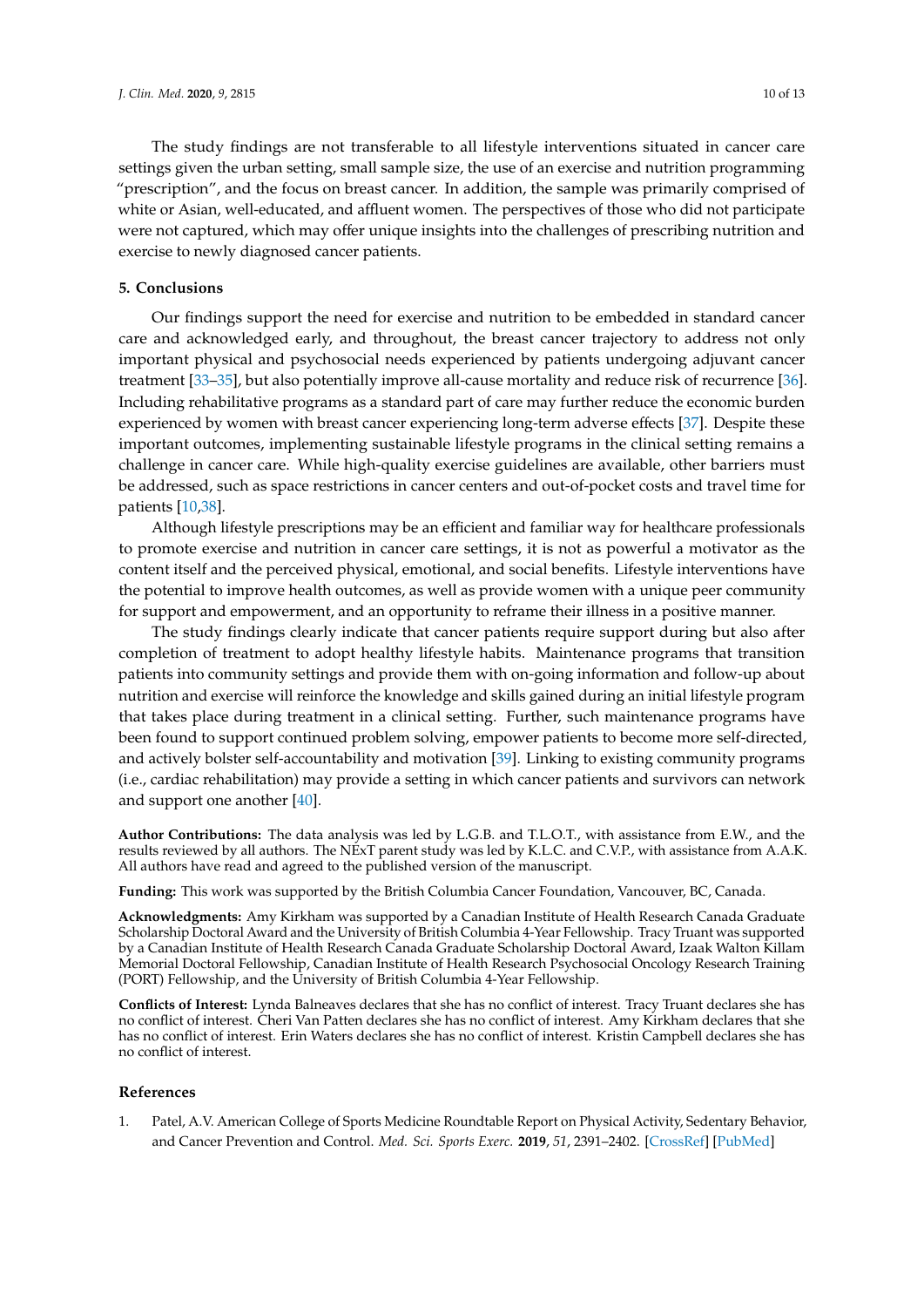The study findings are not transferable to all lifestyle interventions situated in cancer care settings given the urban setting, small sample size, the use of an exercise and nutrition programming "prescription", and the focus on breast cancer. In addition, the sample was primarily comprised of white or Asian, well-educated, and affluent women. The perspectives of those who did not participate were not captured, which may offer unique insights into the challenges of prescribing nutrition and exercise to newly diagnosed cancer patients.

## 5. Conclusions

Our findings support the need for exercise and nutrition to be embedded in standard cancer care and acknowledged early, and throughout, the breast cancer trajectory to address not only important physical and psychosocial needs experienced by patients undergoing adjuvant cancer treatment [33–35], but also potentially improve all-cause mortality and reduce risk of recurrence [36]. Including rehabilitative programs as a standard part of care may further reduce the economic burden experienced by women with breast cancer experiencing long-term adverse effects [37]. Despite these important outcomes, implementing sustainable lifestyle programs in the clinical setting remains a challenge in cancer care. While high-quality exercise guidelines are available, other barriers must be addressed, such as space restrictions in cancer centers and out-of-pocket costs and travel time for patients [10,38].

Although lifestyle prescriptions may be an efficient and familiar way for healthcare professionals to promote exercise and nutrition in cancer care settings, it is not as powerful a motivator as the content itself and the perceived physical, emotional, and social benefits. Lifestyle interventions have the potential to improve health outcomes, as well as provide women with a unique peer community for support and empowerment, and an opportunity to reframe their illness in a positive manner.

The study findings clearly indicate that cancer patients require support during but also after completion of treatment to adopt healthy lifestyle habits. Maintenance programs that transition patients into community settings and provide them with on-going information and follow-up about nutrition and exercise will reinforce the knowledge and skills gained during an initial lifestyle program that takes place during treatment in a clinical setting. Further, such maintenance programs have been found to support continued problem solving, empower patients to become more self-directed, and actively bolster self-accountability and motivation [39]. Linking to existing community programs (i.e., cardiac rehabilitation) may provide a setting in which cancer patients and survivors can network and support one another [40].

**Author Contributions:** The data analysis was led by L.G.B. and T.L.O.T., with assistance from E.W., and the results reviewed by all authors. The NExT parent study was led by K.L.C. and C.V.P., with assistance from A.A.K. All authors have read and agreed to the published version of the manuscript.

**Funding:** This work was supported by the British Columbia Cancer Foundation, Vancouver, BC, Canada.

**Acknowledgments:** Amy Kirkham was supported by a Canadian Institute of Health Research Canada Graduate Scholarship Doctoral Award and the University of British Columbia 4-Year Fellowship. Tracy Truant was supported by a Canadian Institute of Health Research Canada Graduate Scholarship Doctoral Award, Izaak Walton Killam Memorial Doctoral Fellowship, Canadian Institute of Health Research Psychosocial Oncology Research Training (PORT) Fellowship, and the University of British Columbia 4-Year Fellowship.

**Conflicts of Interest:** Lynda Balneaves declares that she has no conflict of interest. Tracy Truant declares she has no conflict of interest. Cheri Van Patten declares she has no conflict of interest. Amy Kirkham declares that she has no conflict of interest. Erin Waters declares she has no conflict of interest. Kristin Campbell declares she has no conflict of interest.

## References

1. Patel, A.V. American College of Sports Medicine Roundtable Report on Physical Activity, Sedentary Behavior, and Cancer Prevention and Control. *Med. Sci. Sports Exerc.* **2019**, *51*, 2391–2402. [CrossRef] [PubMed]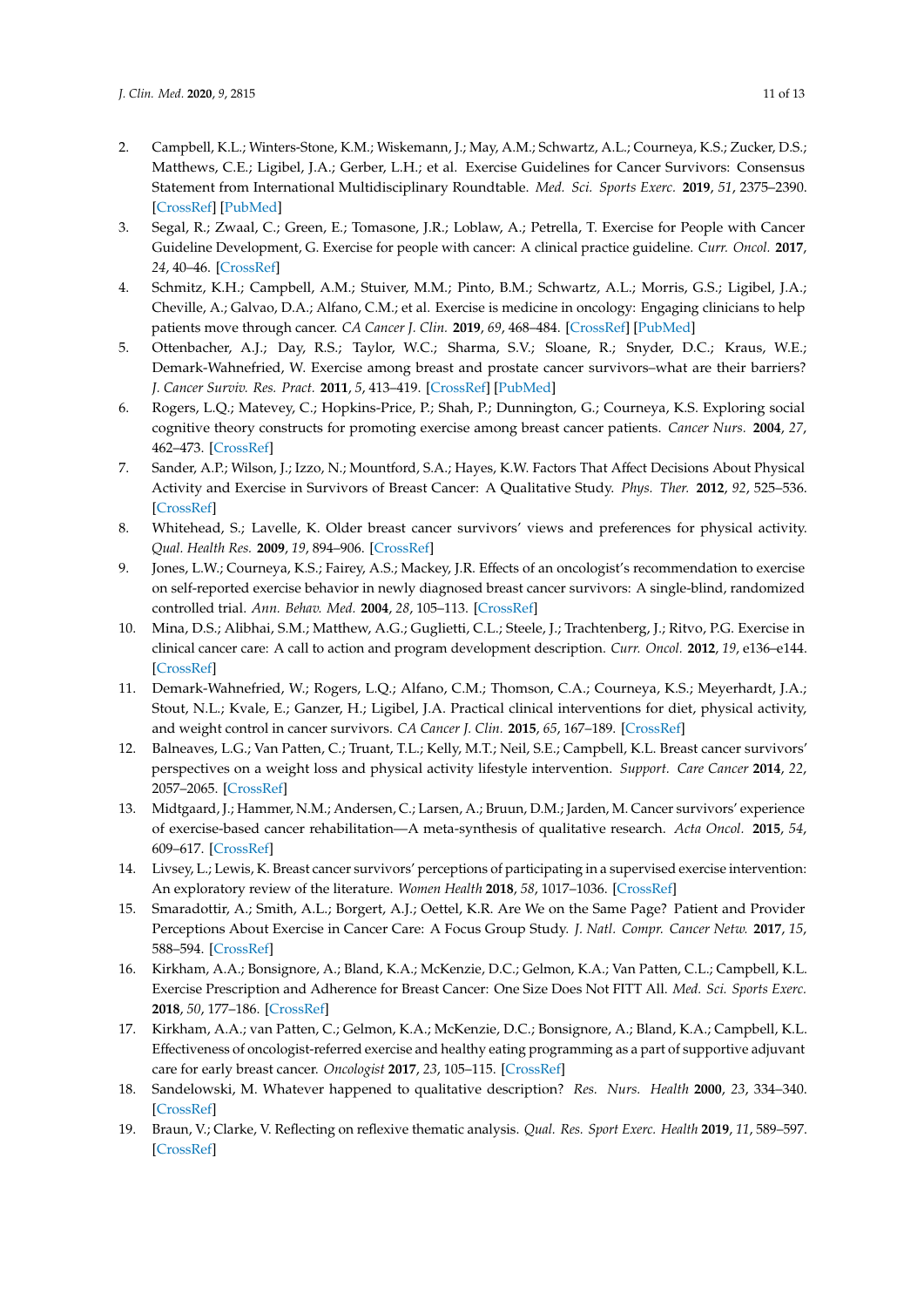2. Campbell, K.L.; Winters-Stone, K.M.; Wiskemann, J.; May, A.M.; Schwartz, A.L.; Courneya, K.S.; Zucker, D.S.; Matthews, C.E.; Ligibel, J.A.; Gerber, L.H.; et al. Exercise Guidelines for Cancer Survivors: Consensus Statement from International Multidisciplinary Roundtable. *Med. Sci. Sports Exerc.* **2019**, *51*, 2375–2390. [CrossRef] [PubMed]
3. Segal, R.; Zwaal, C.; Green, E.; Tomasone, J.R.; Loblaw, A.; Petrella, T. Exercise for People with Cancer Guideline Development, G. Exercise for people with cancer: A clinical practice guideline. *Curr. Oncol.* **2017**, *24*, 40–46. [CrossRef]
4. Schmitz, K.H.; Campbell, A.M.; Stuiver, M.M.; Pinto, B.M.; Schwartz, A.L.; Morris, G.S.; Ligibel, J.A.; Cheville, A.; Galvao, D.A.; Alfano, C.M.; et al. Exercise is medicine in oncology: Engaging clinicians to help patients move through cancer. *CA Cancer J. Clin.* **2019**, *69*, 468–484. [CrossRef] [PubMed]
5. Ottenbacher, A.J.; Day, R.S.; Taylor, W.C.; Sharma, S.V.; Sloane, R.; Snyder, D.C.; Kraus, W.E.; Demark-Wahnefried, W. Exercise among breast and prostate cancer survivors–what are their barriers? *J. Cancer Surviv. Res. Pract.* **2011**, *5*, 413–419. [CrossRef] [PubMed]
6. Rogers, L.Q.; Matevey, C.; Hopkins-Price, P.; Shah, P.; Dunnington, G.; Courneya, K.S. Exploring social cognitive theory constructs for promoting exercise among breast cancer patients. *Cancer Nurs.* **2004**, *27*, 462–473. [CrossRef]
7. Sander, A.P.; Wilson, J.; Izzo, N.; Mountford, S.A.; Hayes, K.W. Factors That Affect Decisions About Physical Activity and Exercise in Survivors of Breast Cancer: A Qualitative Study. *Phys. Ther.* **2012**, *92*, 525–536. [CrossRef]
8. Whitehead, S.; Lavelle, K. Older breast cancer survivors' views and preferences for physical activity. *Qual. Health Res.* **2009**, *19*, 894–906. [CrossRef]
9. Jones, L.W.; Courneya, K.S.; Fairey, A.S.; Mackey, J.R. Effects of an oncologist's recommendation to exercise on self-reported exercise behavior in newly diagnosed breast cancer survivors: A single-blind, randomized controlled trial. *Ann. Behav. Med.* **2004**, *28*, 105–113. [CrossRef]
10. Mina, D.S.; Alibhai, S.M.; Matthew, A.G.; Guglietti, C.L.; Steele, J.; Trachtenberg, J.; Ritvo, P.G. Exercise in clinical cancer care: A call to action and program development description. *Curr. Oncol.* **2012**, *19*, e136–e144. [CrossRef]
11. Demark-Wahnefried, W.; Rogers, L.Q.; Alfano, C.M.; Thomson, C.A.; Courneya, K.S.; Meyerhardt, J.A.; Stout, N.L.; Kvale, E.; Ganzer, H.; Ligibel, J.A. Practical clinical interventions for diet, physical activity, and weight control in cancer survivors. *CA Cancer J. Clin.* **2015**, *65*, 167–189. [CrossRef]
12. Balneaves, L.G.; Van Patten, C.; Truant, T.L.; Kelly, M.T.; Neil, S.E.; Campbell, K.L. Breast cancer survivors' perspectives on a weight loss and physical activity lifestyle intervention. *Support. Care Cancer* **2014**, *22*, 2057–2065. [CrossRef]
13. Midtgaard, J.; Hammer, N.M.; Andersen, C.; Larsen, A.; Bruun, D.M.; Jarden, M. Cancer survivors' experience of exercise-based cancer rehabilitation—A meta-synthesis of qualitative research. *Acta Oncol.* **2015**, *54*, 609–617. [CrossRef]
14. Livsey, L.; Lewis, K. Breast cancer survivors' perceptions of participating in a supervised exercise intervention: An exploratory review of the literature. *Women Health* **2018**, *58*, 1017–1036. [CrossRef]
15. Smaradottir, A.; Smith, A.L.; Borgert, A.J.; Oettel, K.R. Are We on the Same Page? Patient and Provider Perceptions About Exercise in Cancer Care: A Focus Group Study. *J. Natl. Compr. Cancer Netw.* **2017**, *15*, 588–594. [CrossRef]
16. Kirkham, A.A.; Bonsignore, A.; Bland, K.A.; McKenzie, D.C.; Gelmon, K.A.; Van Patten, C.L.; Campbell, K.L. Exercise Prescription and Adherence for Breast Cancer: One Size Does Not FITT All. *Med. Sci. Sports Exerc.* **2018**, *50*, 177–186. [CrossRef]
17. Kirkham, A.A.; van Patten, C.; Gelmon, K.A.; McKenzie, D.C.; Bonsignore, A.; Bland, K.A.; Campbell, K.L. Effectiveness of oncologist-referred exercise and healthy eating programming as a part of supportive adjuvant care for early breast cancer. *Oncologist* **2017**, *23*, 105–115. [CrossRef]
18. Sandelowski, M. Whatever happened to qualitative description? *Res. Nurs. Health* **2000**, *23*, 334–340. [CrossRef]
19. Braun, V.; Clarke, V. Reflecting on reflexive thematic analysis. *Qual. Res. Sport Exerc. Health* **2019**, *11*, 589–597. [CrossRef]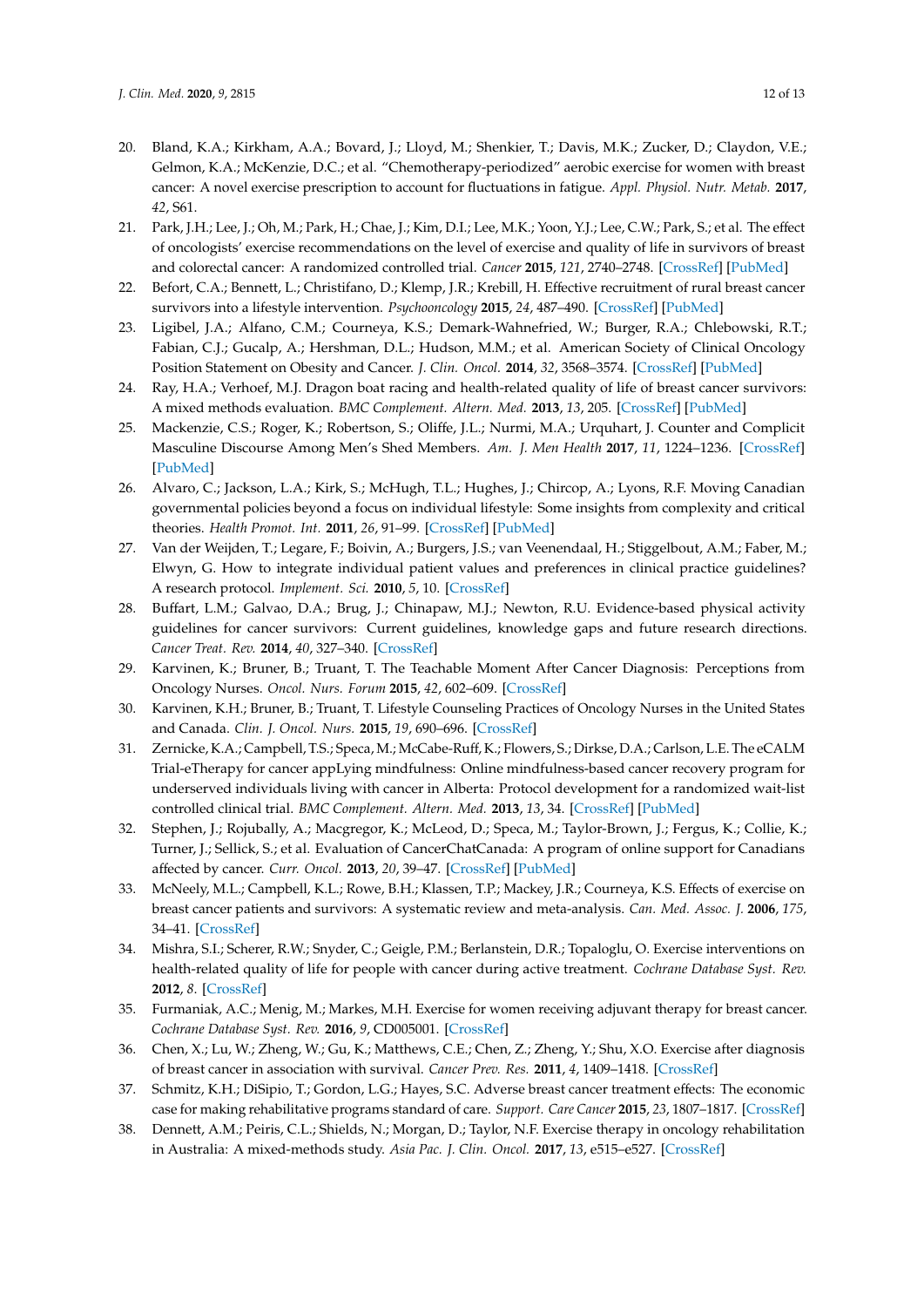20. Bland, K.A.; Kirkham, A.A.; Bovard, J.; Lloyd, M.; Shenkier, T.; Davis, M.K.; Zucker, D.; Claydon, V.E.; Gelmon, K.A.; McKenzie, D.C.; et al. "Chemotherapy-periodized" aerobic exercise for women with breast cancer: A novel exercise prescription to account for fluctuations in fatigue. *Appl. Physiol. Nutr. Metab.* **2017**, *42*, S61.
21. Park, J.H.; Lee, J.; Oh, M.; Park, H.; Chae, J.; Kim, D.I.; Lee, M.K.; Yoon, Y.J.; Lee, C.W.; Park, S.; et al. The effect of oncologists' exercise recommendations on the level of exercise and quality of life in survivors of breast and colorectal cancer: A randomized controlled trial. *Cancer* **2015**, *121*, 2740–2748. [CrossRef] [PubMed]
22. Befort, C.A.; Bennett, L.; Christifano, D.; Klemp, J.R.; Krebill, H. Effective recruitment of rural breast cancer survivors into a lifestyle intervention. *Psychooncology* **2015**, *24*, 487–490. [CrossRef] [PubMed]
23. Ligibel, J.A.; Alfano, C.M.; Courneya, K.S.; Demark-Wahnefried, W.; Burger, R.A.; Chlebowski, R.T.; Fabian, C.J.; Gucalp, A.; Hershman, D.L.; Hudson, M.M.; et al. American Society of Clinical Oncology Position Statement on Obesity and Cancer. *J. Clin. Oncol.* **2014**, *32*, 3568–3574. [CrossRef] [PubMed]
24. Ray, H.A.; Verhoef, M.J. Dragon boat racing and health-related quality of life of breast cancer survivors: A mixed methods evaluation. *BMC Complement. Altern. Med.* **2013**, *13*, 205. [CrossRef] [PubMed]
25. Mackenzie, C.S.; Roger, K.; Robertson, S.; Oliffe, J.L.; Nurmi, M.A.; Urquhart, J. Counter and Complicit Masculine Discourse Among Men's Shed Members. *Am. J. Men Health* **2017**, *11*, 1224–1236. [CrossRef] [PubMed]
26. Alvaro, C.; Jackson, L.A.; Kirk, S.; McHugh, T.L.; Hughes, J.; Chircop, A.; Lyons, R.F. Moving Canadian governmental policies beyond a focus on individual lifestyle: Some insights from complexity and critical theories. *Health Promot. Int.* **2011**, *26*, 91–99. [CrossRef] [PubMed]
27. Van der Weijden, T.; Legare, F.; Boivin, A.; Burgers, J.S.; van Veenendaal, H.; Stiggelbout, A.M.; Faber, M.; Elwyn, G. How to integrate individual patient values and preferences in clinical practice guidelines? A research protocol. *Implement. Sci.* **2010**, *5*, 10. [CrossRef]
28. Buffart, L.M.; Galvao, D.A.; Brug, J.; Chinapaw, M.J.; Newton, R.U. Evidence-based physical activity guidelines for cancer survivors: Current guidelines, knowledge gaps and future research directions. *Cancer Treat. Rev.* **2014**, *40*, 327–340. [CrossRef]
29. Karvinen, K.; Bruner, B.; Truant, T. The Teachable Moment After Cancer Diagnosis: Perceptions from Oncology Nurses. *Oncol. Nurs. Forum* **2015**, *42*, 602–609. [CrossRef]
30. Karvinen, K.H.; Bruner, B.; Truant, T. Lifestyle Counseling Practices of Oncology Nurses in the United States and Canada. *Clin. J. Oncol. Nurs.* **2015**, *19*, 690–696. [CrossRef]
31. Zernicke, K.A.; Campbell, T.S.; Speca, M.; McCabe-Ruff, K.; Flowers, S.; Dirkse, D.A.; Carlson, L.E. The eCALM Trial-eTherapy for cancer appLying mindfulness: Online mindfulness-based cancer recovery program for underserved individuals living with cancer in Alberta: Protocol development for a randomized wait-list controlled clinical trial. *BMC Complement. Altern. Med.* **2013**, *13*, 34. [CrossRef] [PubMed]
32. Stephen, J.; Rojubally, A.; Macgregor, K.; McLeod, D.; Speca, M.; Taylor-Brown, J.; Fergus, K.; Collie, K.; Turner, J.; Sellick, S.; et al. Evaluation of CancerChatCanada: A program of online support for Canadians affected by cancer. *Curr. Oncol.* **2013**, *20*, 39–47. [CrossRef] [PubMed]
33. McNeely, M.L.; Campbell, K.L.; Rowe, B.H.; Klassen, T.P.; Mackey, J.R.; Courneya, K.S. Effects of exercise on breast cancer patients and survivors: A systematic review and meta-analysis. *Can. Med. Assoc. J.* **2006**, *175*, 34–41. [CrossRef]
34. Mishra, S.I.; Scherer, R.W.; Snyder, C.; Geigle, P.M.; Berlanstein, D.R.; Topaloglu, O. Exercise interventions on health-related quality of life for people with cancer during active treatment. *Cochrane Database Syst. Rev.* **2012**, *8*. [CrossRef]
35. Furmaniak, A.C.; Menig, M.; Markes, M.H. Exercise for women receiving adjuvant therapy for breast cancer. *Cochrane Database Syst. Rev.* **2016**, *9*, CD005001. [CrossRef]
36. Chen, X.; Lu, W.; Zheng, W.; Gu, K.; Matthews, C.E.; Chen, Z.; Zheng, Y.; Shu, X.O. Exercise after diagnosis of breast cancer in association with survival. *Cancer Prev. Res.* **2011**, *4*, 1409–1418. [CrossRef]
37. Schmitz, K.H.; DiSipio, T.; Gordon, L.G.; Hayes, S.C. Adverse breast cancer treatment effects: The economic case for making rehabilitative programs standard of care. *Support. Care Cancer* **2015**, *23*, 1807–1817. [CrossRef]
38. Dennett, A.M.; Peiris, C.L.; Shields, N.; Morgan, D.; Taylor, N.F. Exercise therapy in oncology rehabilitation in Australia: A mixed-methods study. *Asia Pac. J. Clin. Oncol.* **2017**, *13*, e515–e527. [CrossRef]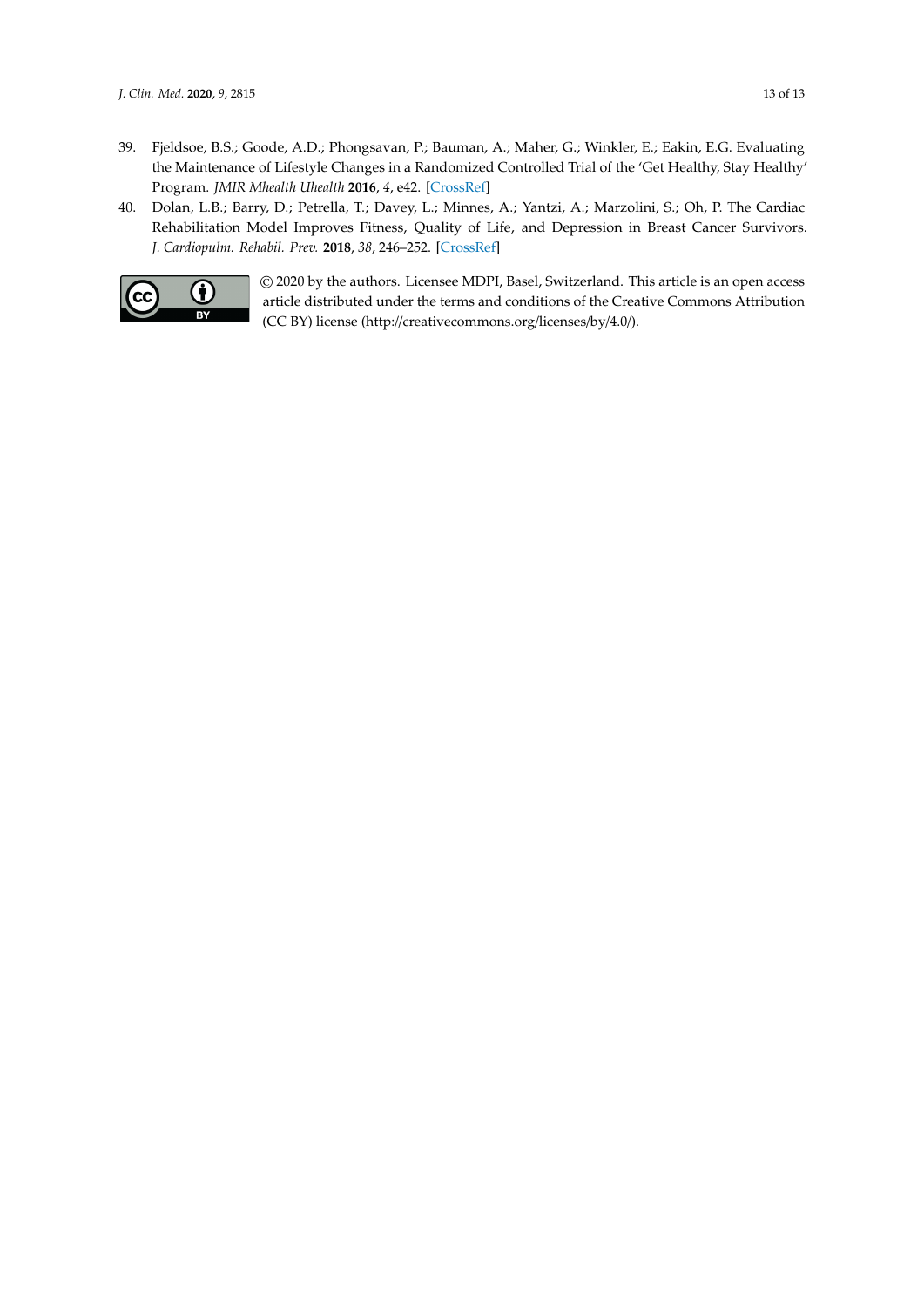39. Fjeldsoe, B.S.; Goode, A.D.; Phongsavan, P.; Bauman, A.; Maher, G.; Winkler, E.; Eakin, E.G. Evaluating the Maintenance of Lifestyle Changes in a Randomized Controlled Trial of the 'Get Healthy, Stay Healthy' Program. *JMIR Mhealth Uhealth* **2016**, *4*, e42. [CrossRef]
40. Dolan, L.B.; Barry, D.; Petrella, T.; Davey, L.; Minnes, A.; Yantzi, A.; Marzolini, S.; Oh, P. The Cardiac Rehabilitation Model Improves Fitness, Quality of Life, and Depression in Breast Cancer Survivors. *J. Cardiopulm. Rehabil. Prev.* **2018**, *38*, 246–252. [CrossRef]

© 2020 by the authors. Licensee MDPI, Basel, Switzerland. This article is an open access article distributed under the terms and conditions of the Creative Commons Attribution (CC BY) license (http://creativecommons.org/licenses/by/4.0/).